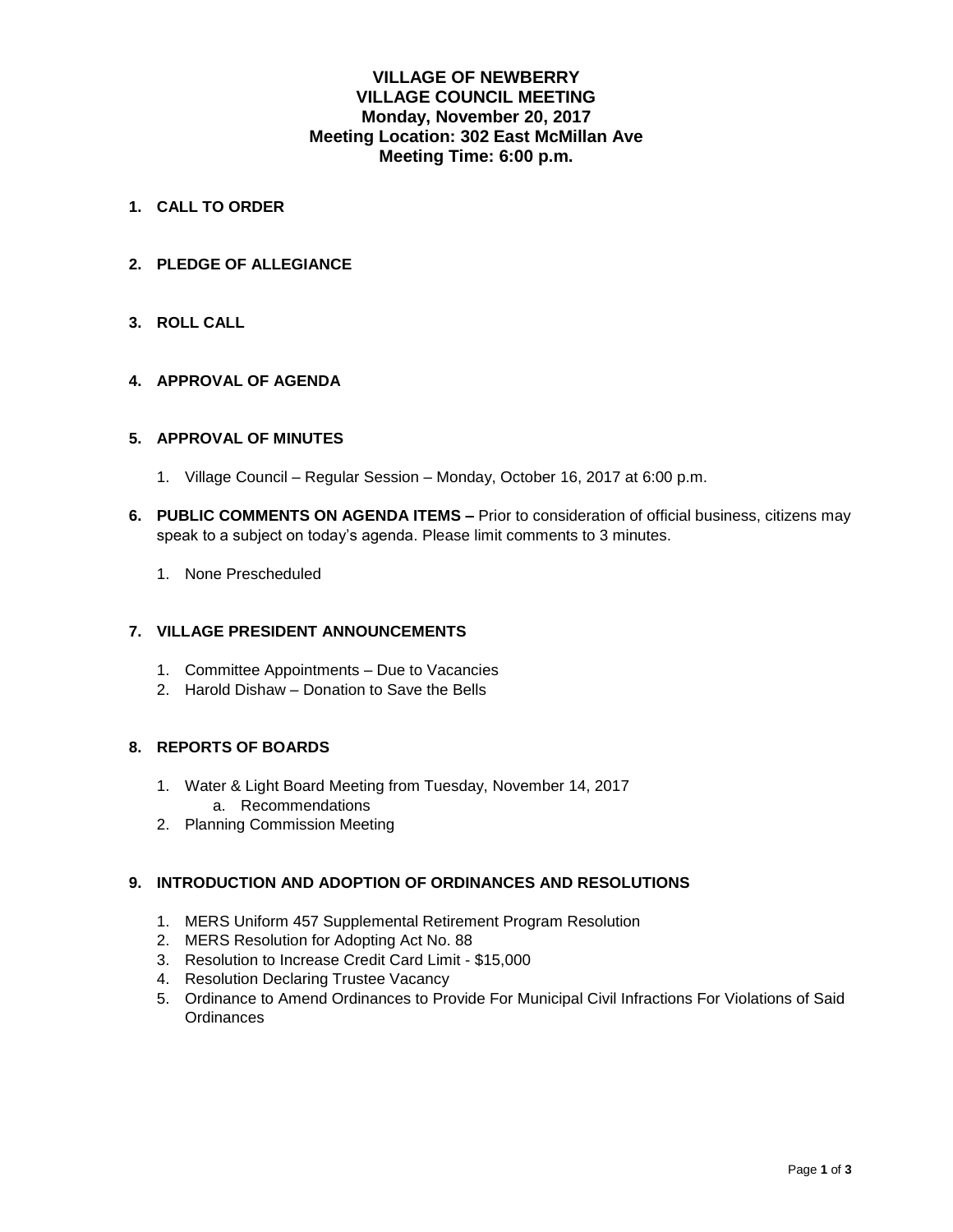# VILLAGE OF NEWBERRY
# VILLAGE COUNCIL MEETING
**Monday, November 20, 2017**
**Meeting Location: 302 East McMillan Ave**
**Meeting Time: 6:00 p.m.**

1. **CALL TO ORDER**

2. **PLEDGE OF ALLEGIANCE**

3. **ROLL CALL**

4. **APPROVAL OF AGENDA**

5. **APPROVAL OF MINUTES**
    1. Village Council – Regular Session – Monday, October 16, 2017 at 6:00 p.m.

6. **PUBLIC COMMENTS ON AGENDA ITEMS –** Prior to consideration of official business, citizens may speak to a subject on today's agenda. Please limit comments to 3 minutes.
    1. None Prescheduled

7. **VILLAGE PRESIDENT ANNOUNCEMENTS**
    1. Committee Appointments – Due to Vacancies
    2. Harold Dishaw – Donation to Save the Bells

8. **REPORTS OF BOARDS**
    1. Water & Light Board Meeting from Tuesday, November 14, 2017
        a. Recommendations
    2. Planning Commission Meeting

9. **INTRODUCTION AND ADOPTION OF ORDINANCES AND RESOLUTIONS**
    1. MERS Uniform 457 Supplemental Retirement Program Resolution
    2. MERS Resolution for Adopting Act No. 88
    3. Resolution to Increase Credit Card Limit - $15,000
    4. Resolution Declaring Trustee Vacancy
    5. Ordinance to Amend Ordinances to Provide For Municipal Civil Infractions For Violations of Said Ordinances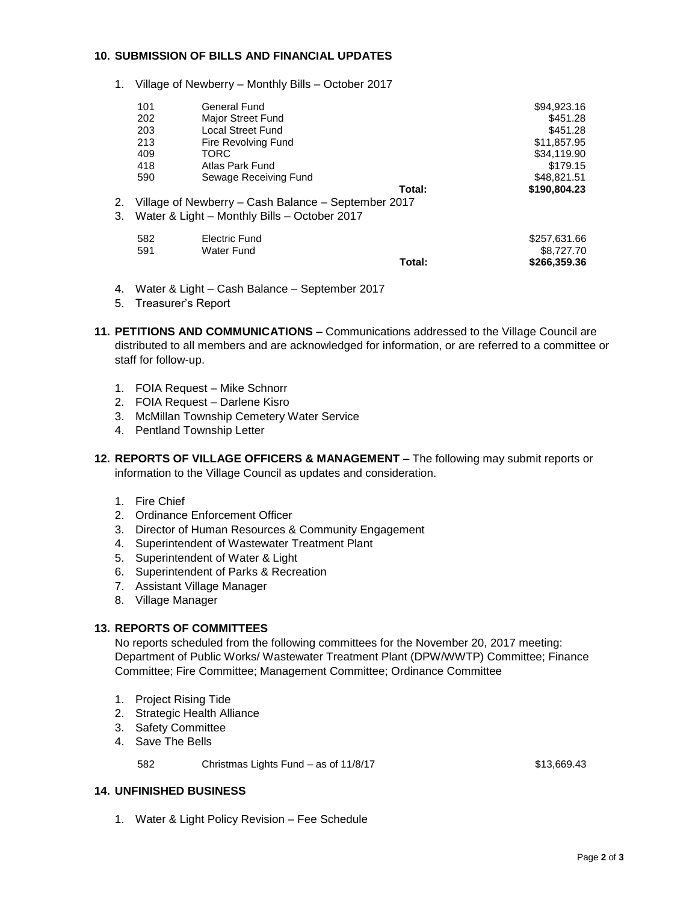## 10. SUBMISSION OF BILLS AND FINANCIAL UPDATES

1. Village of Newberry – Monthly Bills – October 2017

| | | | |
|---|---|---|---|
| 101 | General Fund | | $94,923.16 |
| 202 | Major Street Fund | | $451.28 |
| 203 | Local Street Fund | | $451.28 |
| 213 | Fire Revolving Fund | | $11,857.95 |
| 409 | TORC | | $34,119.90 |
| 418 | Atlas Park Fund | | $179.15 |
| 590 | Sewage Receiving Fund | | $48,821.51 |
| | | **Total:** | **$190,804.23** |

2. Village of Newberry – Cash Balance – September 2017
3. Water & Light – Monthly Bills – October 2017

| | | | |
|---|---|---|---|
| 582 | Electric Fund | | $257,631.66 |
| 591 | Water Fund | | $8,727.70 |
| | | **Total:** | **$266,359.36** |

4. Water & Light – Cash Balance – September 2017
5. Treasurer's Report

## 11. PETITIONS AND COMMUNICATIONS – 
Communications addressed to the Village Council are distributed to all members and are acknowledged for information, or are referred to a committee or staff for follow-up.

1. FOIA Request – Mike Schnorr
2. FOIA Request – Darlene Kisro
3. McMillan Township Cemetery Water Service
4. Pentland Township Letter

## 12. REPORTS OF VILLAGE OFFICERS & MANAGEMENT – 
The following may submit reports or information to the Village Council as updates and consideration.

1. Fire Chief
2. Ordinance Enforcement Officer
3. Director of Human Resources & Community Engagement
4. Superintendent of Wastewater Treatment Plant
5. Superintendent of Water & Light
6. Superintendent of Parks & Recreation
7. Assistant Village Manager
8. Village Manager

## 13. REPORTS OF COMMITTEES

No reports scheduled from the following committees for the November 20, 2017 meeting: Department of Public Works/ Wastewater Treatment Plant (DPW/WWTP) Committee; Finance Committee; Fire Committee; Management Committee; Ordinance Committee

1. Project Rising Tide
2. Strategic Health Alliance
3. Safety Committee
4. Save The Bells

| | | |
|---|---|---|
| 582 | Christmas Lights Fund – as of 11/8/17 | $13,669.43 |

## 14. UNFINISHED BUSINESS

1. Water & Light Policy Revision – Fee Schedule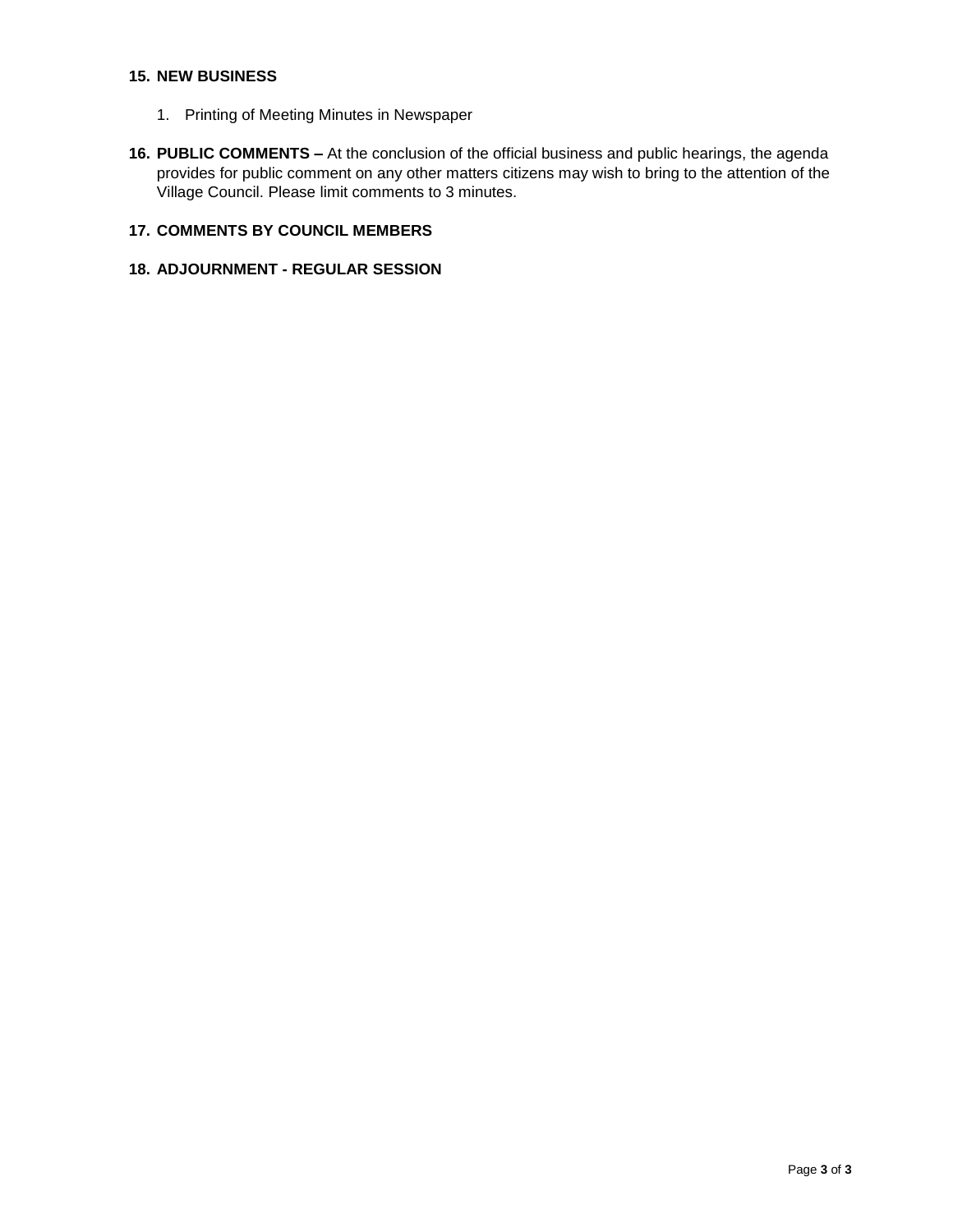**15. NEW BUSINESS**

1. Printing of Meeting Minutes in Newspaper

**16. PUBLIC COMMENTS –** At the conclusion of the official business and public hearings, the agenda provides for public comment on any other matters citizens may wish to bring to the attention of the Village Council. Please limit comments to 3 minutes.

**17. COMMENTS BY COUNCIL MEMBERS**

**18. ADJOURNMENT - REGULAR SESSION**